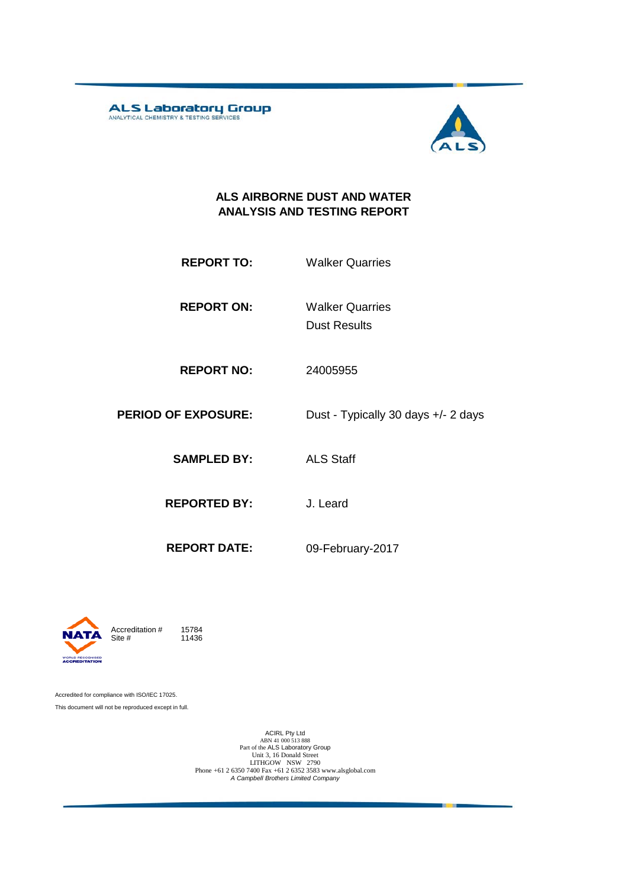ALS Laboratory Group
ANALYTICAL CHEMISTRY & TESTING SERVICES

# ALS AIRBORNE DUST AND WATER ANALYSIS AND TESTING REPORT

| | |
|---|---|
| **REPORT TO:** | Walker Quarries |
| **REPORT ON:** | Walker Quarries<br>Dust Results |
| **REPORT NO:** | 24005955 |
| **PERIOD OF EXPOSURE:** | Dust - Typically 30 days +/- 2 days |
| **SAMPLED BY:** | ALS Staff |
| **REPORTED BY:** | J. Leard |
| **REPORT DATE:** | 09-February-2017 |

NATA
WORLD RECOGNISED ACCREDITATION

Accreditation # 15784
Site # 11436

Accredited for compliance with ISO/IEC 17025.

This document will not be reproduced except in full.

ACIRL Pty Ltd
ABN 41 000 513 888
Part of the ALS Laboratory Group
Unit 3, 16 Donald Street
LITHGOW NSW 2790
Phone +61 2 6350 7400 Fax +61 2 6352 3583 www.alsglobal.com
*A Campbell Brothers Limited Company*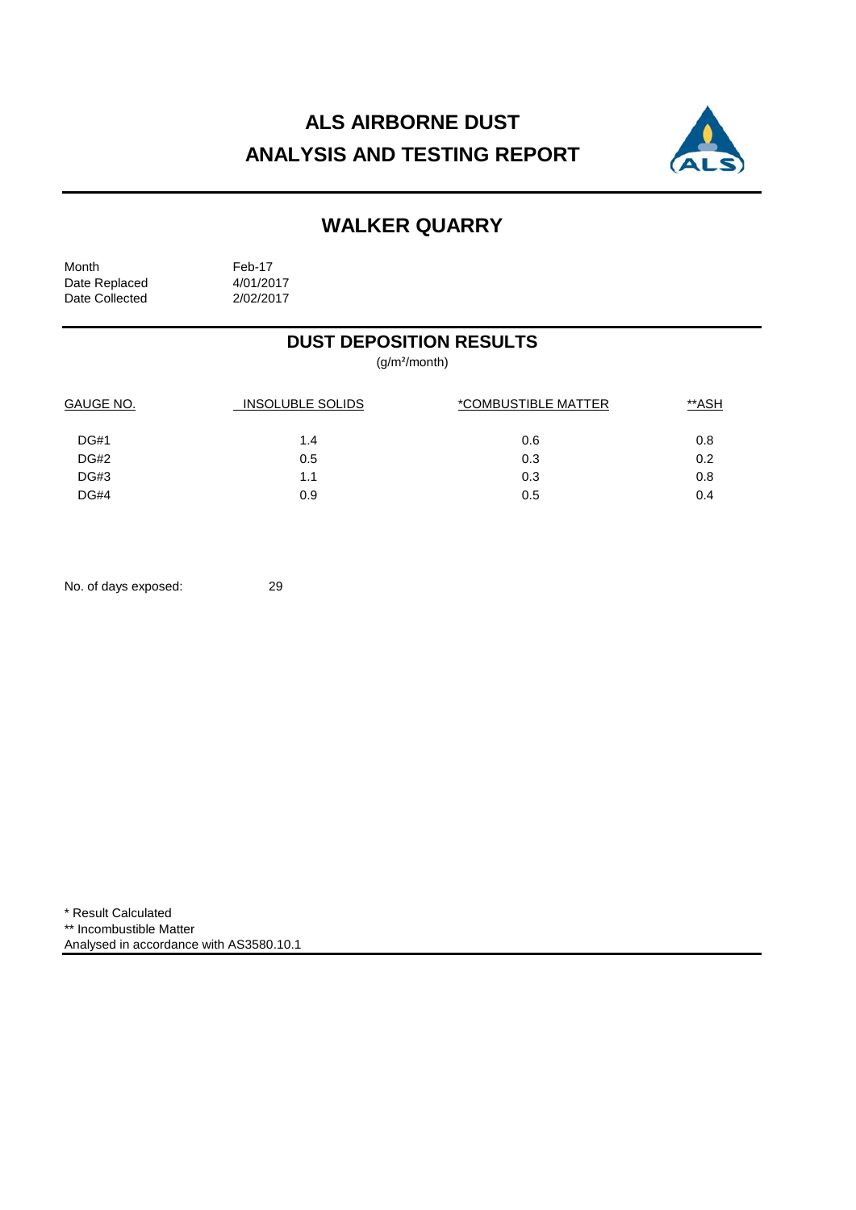# ALS AIRBORNE DUST
# ANALYSIS AND TESTING REPORT

## WALKER QUARRY

Month Feb-17
Date Replaced 4/01/2017
Date Collected 2/02/2017

### DUST DEPOSITION RESULTS

($g/m^2$/month)

| GAUGE NO. | INSOLUBLE SOLIDS | *COMBUSTIBLE MATTER | **ASH |
|---|---|---|---|
| DG#1 | 1.4 | 0.6 | 0.8 |
| DG#2 | 0.5 | 0.3 | 0.2 |
| DG#3 | 1.1 | 0.3 | 0.8 |
| DG#4 | 0.9 | 0.5 | 0.4 |

No. of days exposed: 29

* Result Calculated
** Incombustible Matter
Analysed in accordance with AS3580.10.1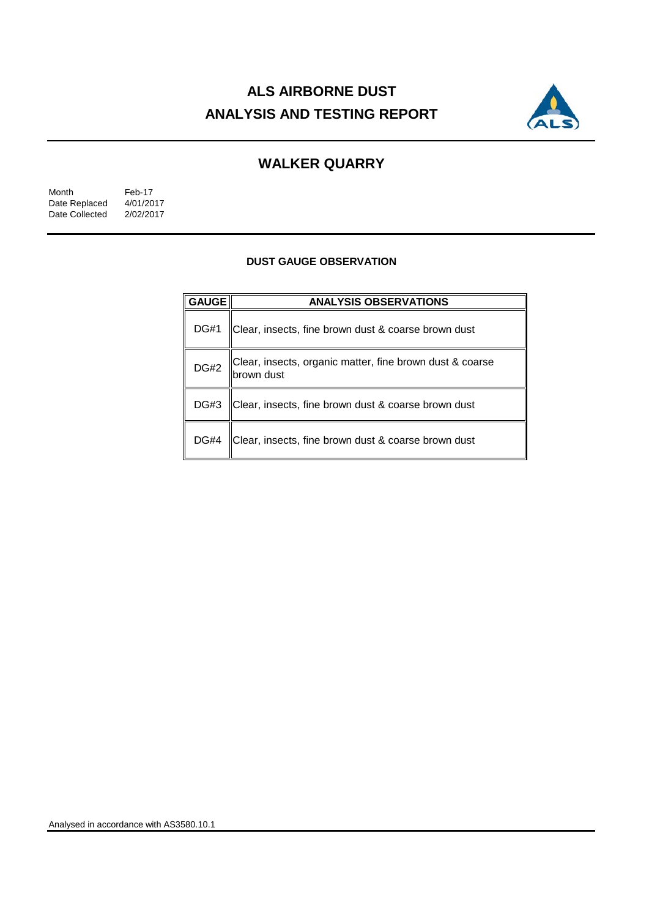# ALS AIRBORNE DUST ANALYSIS AND TESTING REPORT

## WALKER QUARRY

Month Feb-17
Date Replaced 4/01/2017
Date Collected 2/02/2017

### DUST GAUGE OBSERVATION

| GAUGE | ANALYSIS OBSERVATIONS |
|---|---|
| DG#1 | Clear, insects, fine brown dust & coarse brown dust |
| DG#2 | Clear, insects, organic matter, fine brown dust & coarse brown dust |
| DG#3 | Clear, insects, fine brown dust & coarse brown dust |
| DG#4 | Clear, insects, fine brown dust & coarse brown dust |

Analysed in accordance with AS3580.10.1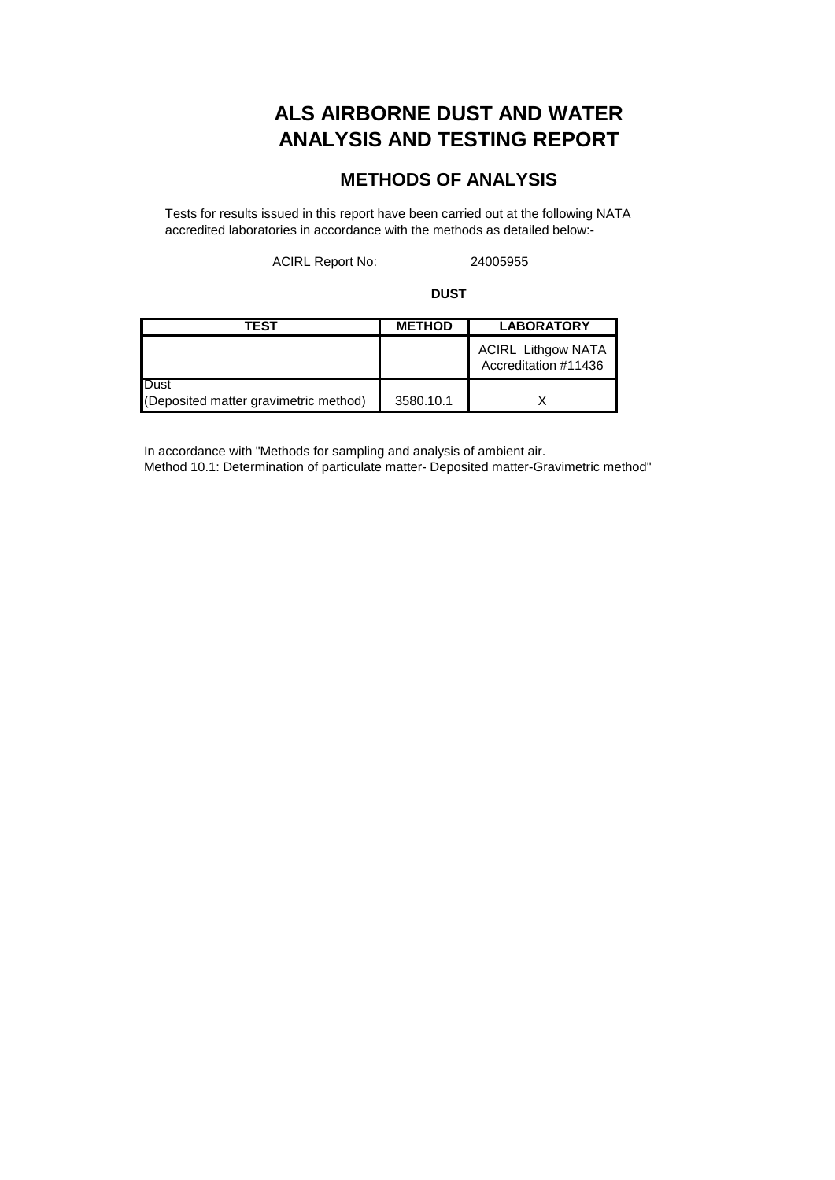# ALS AIRBORNE DUST AND WATER ANALYSIS AND TESTING REPORT

## METHODS OF ANALYSIS

Tests for results issued in this report have been carried out at the following NATA accredited laboratories in accordance with the methods as detailed below:-

ACIRL Report No: 24005955

**DUST**

| TEST | METHOD | LABORATORY |
|---|---|---|
| | | ACIRL Lithgow NATA Accreditation #11436 |
| Dust (Deposited matter gravimetric method) | 3580.10.1 | X |

In accordance with "Methods for sampling and analysis of ambient air.
Method 10.1: Determination of particulate matter- Deposited matter-Gravimetric method"